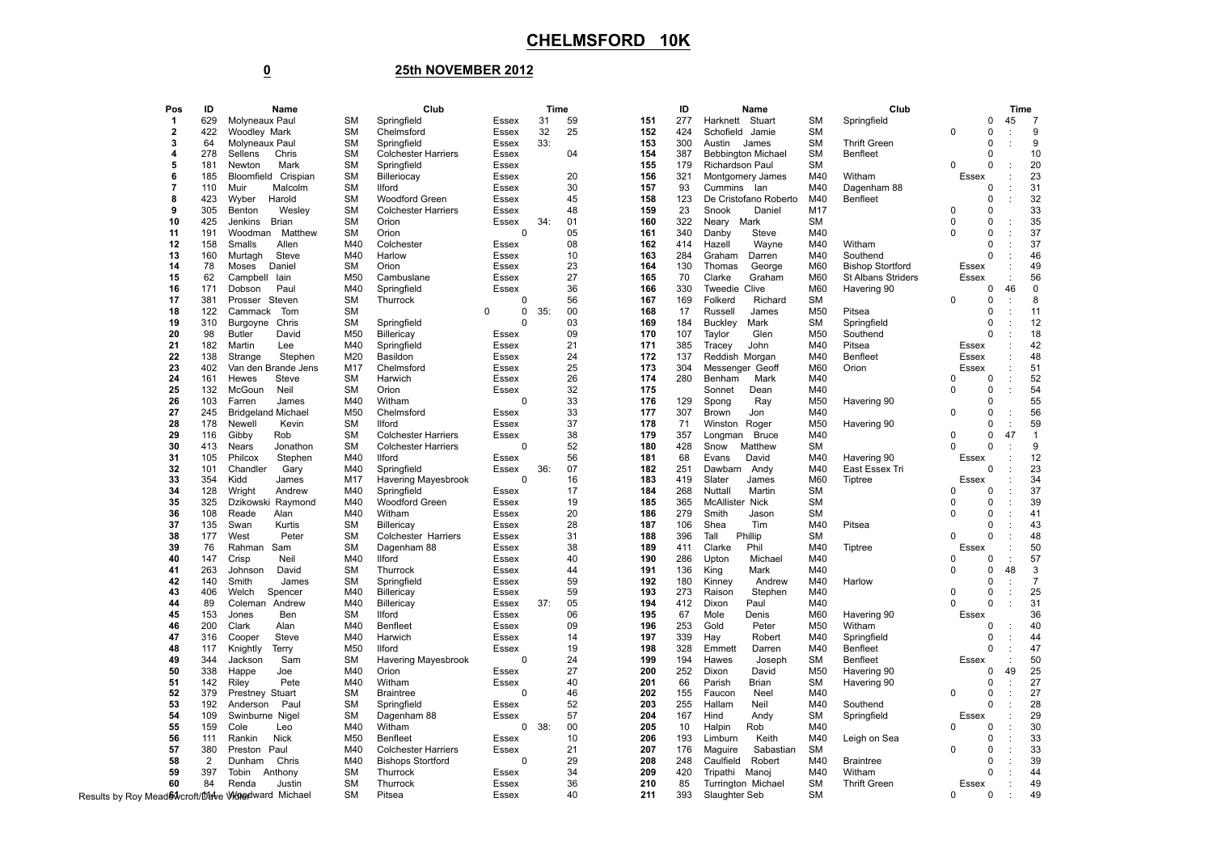# CHELMSFORD 10K

**0** **25th NOVEMBER 2012**

| Pos | ID | Name | | Club | | Time |
|---|---|---|---|---|---|---|
| 1 | 629 | Molyneaux Paul | SM | Springfield | Essex | 31 59 |
| 2 | 422 | Woodley Mark | SM | Chelmsford | Essex | 32 25 |
| 3 | 64 | Molyneaux Paul | SM | Springfield | Essex | 33: |
| 4 | 278 | Sellens Chris | SM | Colchester Harriers | Essex | 04 |
| 5 | 181 | Newton Mark | SM | Springfield | Essex | |
| 6 | 185 | Bloomfield Crispian | SM | Billeriocay | Essex | 20 |
| 7 | 110 | Muir Malcolm | SM | Ilford | Essex | 30 |
| 8 | 423 | Wyber Harold | SM | Woodford Green | Essex | 45 |
| 9 | 305 | Benton Wesley | SM | Colchester Harriers | Essex | 48 |
| 10 | 425 | Jenkins Brian | SM | Orion | Essex | 34: 01 |
| 11 | 191 | Woodman Matthew | SM | Orion | 0 | 05 |
| 12 | 158 | Smalls Allen | M40 | Colchester | Essex | 08 |
| 13 | 160 | Murtagh Steve | M40 | Harlow | Essex | 10 |
| 14 | 78 | Moses Daniel | SM | Orion | Essex | 23 |
| 15 | 62 | Campbell Iain | M50 | Cambuslane | Essex | 27 |
| 16 | 171 | Dobson Paul | M40 | Springfield | Essex | 36 |
| 17 | 381 | Prosser Steven | SM | Thurrock | 0 | 56 |
| 18 | 122 | Cammack Tom | SM | | 0 0 | 35: 00 |
| 19 | 310 | Burgoyne Chris | SM | Springfield | 0 | 03 |
| 20 | 98 | Butler David | M50 | Billericay | Essex | 09 |
| 21 | 182 | Martin Lee | M40 | Springfield | Essex | 21 |
| 22 | 138 | Strange Stephen | M20 | Basildon | Essex | 24 |
| 23 | 402 | Van den Brande Jens | M17 | Chelmsford | Essex | 25 |
| 24 | 161 | Hewes Steve | SM | Harwich | Essex | 26 |
| 25 | 132 | McGoun Neil | SM | Orion | Essex | 32 |
| 26 | 103 | Farren James | M40 | Witham | 0 | 33 |
| 27 | 245 | Bridgeland Michael | M50 | Chelmsford | Essex | 33 |
| 28 | 178 | Newell Kevin | SM | Ilford | Essex | 37 |
| 29 | 116 | Gibby Rob | SM | Colchester Harriers | Essex | 38 |
| 30 | 413 | Nears Jonathon | SM | Colchester Harriers | 0 | 52 |
| 31 | 105 | Philcox Stephen | M40 | Ilford | Essex | 56 |
| 32 | 101 | Chandler Gary | M40 | Springfield | Essex | 36: 07 |
| 33 | 354 | Kidd James | M17 | Havering Mayesbrook | 0 | 16 |
| 34 | 128 | Wright Andrew | M40 | Springfield | Essex | 17 |
| 35 | 325 | Dzikowski Raymond | M40 | Woodford Green | Essex | 19 |
| 36 | 108 | Reade Alan | M40 | Witham | Essex | 20 |
| 37 | 135 | Swan Kurtis | SM | Billericay | Essex | 28 |
| 38 | 177 | West Peter | SM | Colchester Harriers | Essex | 31 |
| 39 | 76 | Rahman Sam | SM | Dagenham 88 | Essex | 38 |
| 40 | 147 | Crisp Neil | M40 | Ilford | Essex | 40 |
| 41 | 263 | Johnson David | SM | Thurrock | Essex | 44 |
| 42 | 140 | Smith James | SM | Springfield | Essex | 59 |
| 43 | 406 | Welch Spencer | M40 | Billericay | Essex | 59 |
| 44 | 89 | Coleman Andrew | M40 | Billericay | Essex | 37: 05 |
| 45 | 153 | Jones Ben | SM | Ilford | Essex | 06 |
| 46 | 200 | Clark Alan | M40 | Benfleet | Essex | 09 |
| 47 | 316 | Cooper Steve | M40 | Harwich | Essex | 14 |
| 48 | 117 | Knightly Terry | M50 | Ilford | Essex | 19 |
| 49 | 344 | Jackson Sam | SM | Havering Mayesbrook | 0 | 24 |
| 50 | 338 | Happe Joe | M40 | Orion | Essex | 27 |
| 51 | 142 | Riley Pete | M40 | Witham | Essex | 40 |
| 52 | 379 | Prestney Stuart | SM | Braintree | 0 | 46 |
| 53 | 192 | Anderson Paul | SM | Springfield | Essex | 52 |
| 54 | 109 | Swinburne Nigel | SM | Dagenham 88 | Essex | 57 |
| 55 | 159 | Cole Leo | M40 | Witham | 0 | 38: 00 |
| 56 | 111 | Rankin Nick | M50 | Benfleet | Essex | 10 |
| 57 | 380 | Preston Paul | M40 | Colchester Harriers | Essex | 21 |
| 58 | 2 | Dunham Chris | M40 | Bishops Stortford | 0 | 29 |
| 59 | 397 | Tobin Anthony | SM | Thurrock | Essex | 34 |
| 60 | 84 | Renda Justin | SM | Thurrock | Essex | 36 |
| 61 | 314 | Woodward Michael | SM | Pitsea | Essex | 40 |

| Pos | ID | Name | | Club | | Time |
|---|---|---|---|---|---|---|
| 151 | 277 | Harknett Stuart | SM | Springfield | | 0 45 7 |
| 152 | 424 | Schofield Jamie | SM | | 0 | 0 : 9 |
| 153 | 300 | Austin James | SM | Thrift Green | | 0 : 9 |
| 154 | 387 | Bebbington Michael | SM | Benfleet | | 0 10 |
| 155 | 179 | Richardson Paul | SM | | 0 | 0 : 20 |
| 156 | 321 | Montgomery James | M40 | Witham | Essex | : 23 |
| 157 | 93 | Cummins Ian | M40 | Dagenham 88 | | 0 : 31 |
| 158 | 123 | De Cristofano Roberto | M40 | Benfleet | | 0 : 32 |
| 159 | 23 | Snook Daniel | M17 | | 0 | 0 33 |
| 160 | 322 | Neary Mark | SM | | 0 | 0 : 35 |
| 161 | 340 | Danby Steve | M40 | | 0 | 0 : 37 |
| 162 | 414 | Hazell Wayne | M40 | Witham | | 0 : 37 |
| 163 | 284 | Graham Darren | M40 | Southend | | 0 : 46 |
| 164 | 130 | Thomas George | M60 | Bishop Stortford | Essex | : 49 |
| 165 | 70 | Clarke Graham | M60 | St Albans Striders | Essex | : 56 |
| 166 | 330 | Tweedie Clive | M60 | Havering 90 | | 0 46 0 |
| 167 | 169 | Folkerd Richard | SM | | 0 | 0 : 8 |
| 168 | 17 | Russell James | M50 | Pitsea | | 0 : 11 |
| 169 | 184 | Buckley Mark | SM | Springfield | | 0 : 12 |
| 170 | 107 | Taylor Glen | M50 | Southend | | 0 : 18 |
| 171 | 385 | Tracey John | M40 | Pitsea | Essex | : 42 |
| 172 | 137 | Reddish Morgan | M40 | Benfleet | Essex | : 48 |
| 173 | 304 | Messenger Geoff | M60 | Orion | Essex | : 51 |
| 174 | 280 | Benham Mark | M40 | | 0 | 0 : 52 |
| 175 | | Sonnet Dean | M40 | | 0 | 0 : 54 |
| 176 | 129 | Spong Ray | M50 | Havering 90 | | 0 : 55 |
| 177 | 307 | Brown Jon | M40 | | 0 | 0 : 56 |
| 178 | 71 | Winston Roger | M50 | Havering 90 | | 0 : 59 |
| 179 | 357 | Longman Bruce | M40 | | 0 | 0 47 1 |
| 180 | 428 | Snow Matthew | SM | | 0 | 0 : 9 |
| 181 | 68 | Evans David | M40 | Havering 90 | Essex | : 12 |
| 182 | 251 | Dawbarn Andy | M40 | East Essex Tri | | 0 : 23 |
| 183 | 419 | Slater James | M60 | Tiptree | Essex | : 34 |
| 184 | 268 | Nuttall Martin | SM | | 0 | 0 : 37 |
| 185 | 365 | McAllister Nick | SM | | 0 | 0 : 39 |
| 186 | 279 | Smith Jason | SM | | 0 | 0 : 41 |
| 187 | 106 | Shea Tim | M40 | Pitsea | | 0 : 43 |
| 188 | 396 | Tall Phillip | SM | | 0 | 0 : 48 |
| 189 | 411 | Clarke Phil | M40 | Tiptree | Essex | : 50 |
| 190 | 286 | Upton Michael | M40 | | 0 | 0 : 57 |
| 191 | 136 | King Mark | M40 | | 0 | 0 48 3 |
| 192 | 180 | Kinney Andrew | M40 | Harlow | | 0 : 7 |
| 193 | 273 | Raison Stephen | M40 | | 0 | 0 : 25 |
| 194 | 412 | Dixon Paul | M40 | | 0 | 0 : 31 |
| 195 | 67 | Mole Denis | M60 | Havering 90 | Essex | 36 |
| 196 | 253 | Gold Peter | M50 | Witham | | 0 : 40 |
| 197 | 339 | Hay Robert | M40 | Springfield | | 0 : 44 |
| 198 | 328 | Emmett Darren | M40 | Benfleet | | 0 : 47 |
| 199 | 194 | Hawes Joseph | SM | Benfleet | Essex | : 50 |
| 200 | 252 | Dixon David | M50 | Havering 90 | | 0 49 25 |
| 201 | 66 | Parish Brian | SM | Havering 90 | | 0 : 27 |
| 202 | 155 | Faucon Neel | M40 | | 0 | 0 : 27 |
| 203 | 255 | Hallam Neil | M40 | Southend | | 0 : 28 |
| 204 | 167 | Hind Andy | SM | Springfield | Essex | : 29 |
| 205 | 10 | Halpin Rob | M40 | | 0 | 0 : 30 |
| 206 | 193 | Limburn Keith | M40 | Leigh on Sea | | 0 : 33 |
| 207 | 176 | Maguire Sabastian | SM | | 0 | 0 : 33 |
| 208 | 248 | Caulfield Robert | M40 | Braintree | | 0 : 39 |
| 209 | 420 | Tripathi Manoj | M40 | Witham | | 0 : 44 |
| 210 | 85 | Turrington Michael | SM | Thrift Green | Essex | : 49 |
| 211 | 393 | Slaughter Seb | SM | | 0 | 0 : 49 |

Results by Roy Meadowcroft/Dave Wood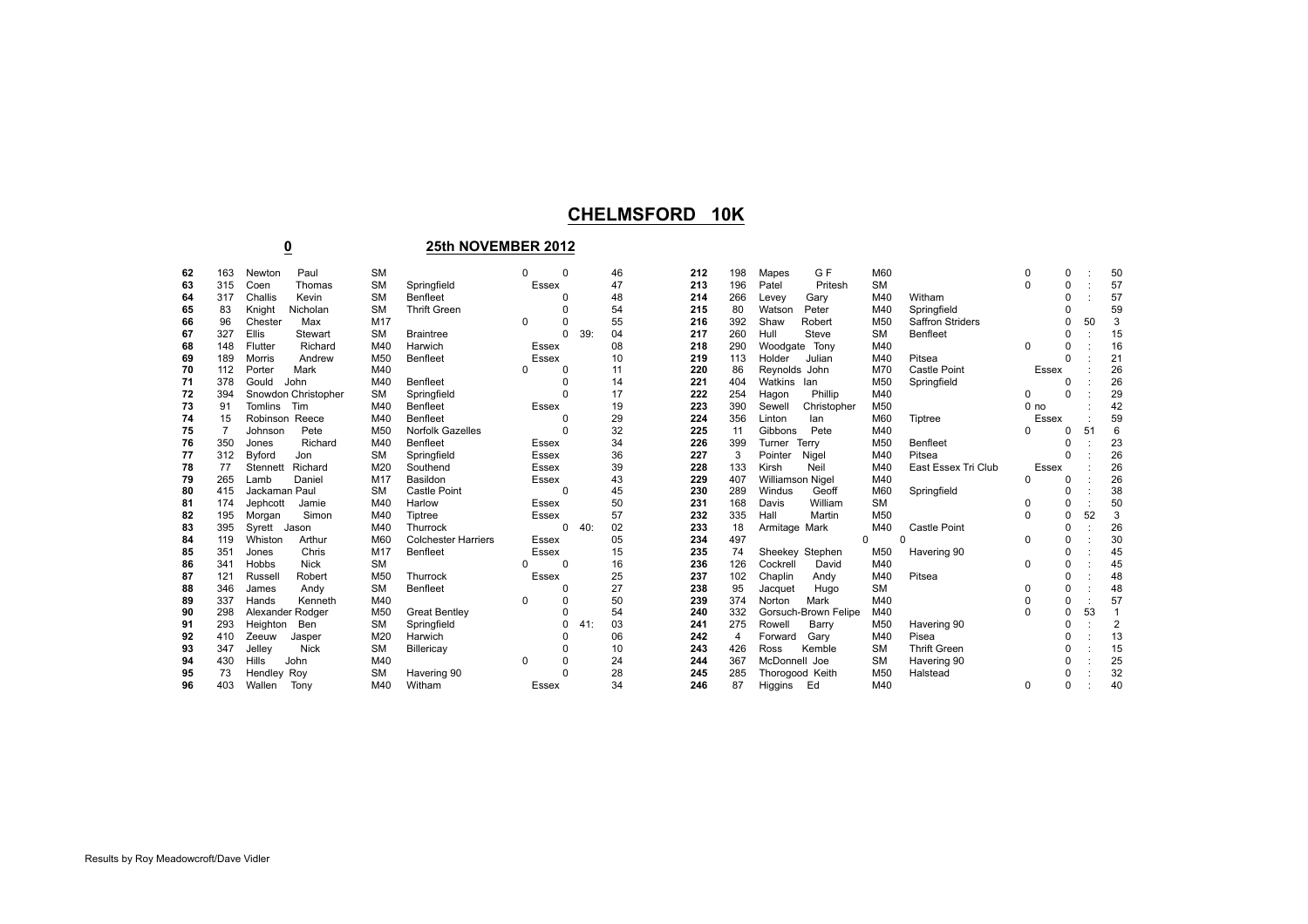# CHELMSFORD 10K

**0** **25th NOVEMBER 2012**

| Pos | No | Surname | Forename | Cat | Club | | | | |
|---|---|---|---|---|---|---|---|---|---|
| 62 | 163 | Newton | Paul | SM | | 0 | 0 | | 46 |
| 63 | 315 | Coen | Thomas | SM | Springfield | Essex | | | 47 |
| 64 | 317 | Challis | Kevin | SM | Benfleet | | 0 | | 48 |
| 65 | 83 | Knight | Nicholan | SM | Thrift Green | | 0 | | 54 |
| 66 | 96 | Chester | Max | M17 | | 0 | 0 | | 55 |
| 67 | 327 | Ellis | Stewart | SM | Braintree | | 0 | 39: | 04 |
| 68 | 148 | Flutter | Richard | M40 | Harwich | Essex | | | 08 |
| 69 | 189 | Morris | Andrew | M50 | Benfleet | Essex | | | 10 |
| 70 | 112 | Porter | Mark | M40 | | 0 | 0 | | 11 |
| 71 | 378 | Gould | John | M40 | Benfleet | | 0 | | 14 |
| 72 | 394 | Snowdon | Christopher | SM | Springfield | | 0 | | 17 |
| 73 | 91 | Tomlins | Tim | M40 | Benfleet | Essex | | | 19 |
| 74 | 15 | Robinson | Reece | M40 | Benfleet | | 0 | | 29 |
| 75 | 7 | Johnson | Pete | M50 | Norfolk Gazelles | | 0 | | 32 |
| 76 | 350 | Jones | Richard | M40 | Benfleet | Essex | | | 34 |
| 77 | 312 | Byford | Jon | SM | Springfield | Essex | | | 36 |
| 78 | 77 | Stennett | Richard | M20 | Southend | Essex | | | 39 |
| 79 | 265 | Lamb | Daniel | M17 | Basildon | Essex | | | 43 |
| 80 | 415 | Jackaman | Paul | SM | Castle Point | | 0 | | 45 |
| 81 | 174 | Jephcott | Jamie | M40 | Harlow | Essex | | | 50 |
| 82 | 195 | Morgan | Simon | M40 | Tiptree | Essex | | | 57 |
| 83 | 395 | Syrett | Jason | M40 | Thurrock | | 0 | 40: | 02 |
| 84 | 119 | Whiston | Arthur | M60 | Colchester Harriers | Essex | | | 05 |
| 85 | 351 | Jones | Chris | M17 | Benfleet | Essex | | | 15 |
| 86 | 341 | Hobbs | Nick | SM | | 0 | 0 | | 16 |
| 87 | 121 | Russell | Robert | M50 | Thurrock | Essex | | | 25 |
| 88 | 346 | James | Andy | SM | Benfleet | | 0 | | 27 |
| 89 | 337 | Hands | Kenneth | M40 | | 0 | 0 | | 50 |
| 90 | 298 | Alexander | Rodger | M50 | Great Bentley | | 0 | | 54 |
| 91 | 293 | Heighton | Ben | SM | Springfield | | 0 | 41: | 03 |
| 92 | 410 | Zeeuw | Jasper | M20 | Harwich | | 0 | | 06 |
| 93 | 347 | Jelley | Nick | SM | Billericay | | 0 | | 10 |
| 94 | 430 | Hills | John | M40 | | 0 | 0 | | 24 |
| 95 | 73 | Hendley | Roy | SM | Havering 90 | | 0 | | 28 |
| 96 | 403 | Wallen | Tony | M40 | Witham | Essex | | | 34 |
| 212 | 198 | Mapes | G F | M60 | | 0 | 0 | : | 50 |
| 213 | 196 | Patel | Pritesh | SM | | 0 | 0 | : | 57 |
| 214 | 266 | Levey | Gary | M40 | Witham | | 0 | : | 57 |
| 215 | 80 | Watson | Peter | M40 | Springfield | | 0 | | 59 |
| 216 | 392 | Shaw | Robert | M50 | Saffron Striders | | 0 | 50 | 3 |
| 217 | 260 | Hull | Steve | SM | Benfleet | | 0 | : | 15 |
| 218 | 290 | Woodgate | Tony | M40 | | 0 | 0 | : | 16 |
| 219 | 113 | Holder | Julian | M40 | Pitsea | | 0 | : | 21 |
| 220 | 86 | Reynolds | John | M70 | Castle Point | Essex | | : | 26 |
| 221 | 404 | Watkins | Ian | M50 | Springfield | | 0 | : | 26 |
| 222 | 254 | Hagon | Phillip | M40 | | 0 | 0 | : | 29 |
| 223 | 390 | Sewell | Christopher | M50 | | 0 no | | : | 42 |
| 224 | 356 | Linton | Ian | M60 | Tiptree | Essex | | : | 59 |
| 225 | 11 | Gibbons | Pete | M40 | | 0 | 0 | 51 | 6 |
| 226 | 399 | Turner | Terry | M50 | Benfleet | | 0 | : | 23 |
| 227 | 3 | Pointer | Nigel | M40 | Pitsea | | 0 | : | 26 |
| 228 | 133 | Kirsh | Neil | M40 | East Essex Tri Club | Essex | | : | 26 |
| 229 | 407 | Williamson | Nigel | M40 | | 0 | 0 | : | 26 |
| 230 | 289 | Windus | Geoff | M60 | Springfield | | 0 | : | 38 |
| 231 | 168 | Davis | William | SM | | 0 | 0 | : | 50 |
| 232 | 335 | Hall | Martin | M50 | | 0 | 0 | 52 | 3 |
| 233 | 18 | Armitage | Mark | M40 | Castle Point | | 0 | : | 26 |
| 234 | 497 | | | 0 | 0 | 0 | 0 | : | 30 |
| 235 | 74 | Sheekey | Stephen | M50 | Havering 90 | | 0 | : | 45 |
| 236 | 126 | Cockrell | David | M40 | | 0 | 0 | : | 45 |
| 237 | 102 | Chaplin | Andy | M40 | Pitsea | | 0 | : | 48 |
| 238 | 95 | Jacquet | Hugo | SM | | 0 | 0 | : | 48 |
| 239 | 374 | Norton | Mark | M40 | | 0 | 0 | : | 57 |
| 240 | 332 | Gorsuch-Brown | Felipe | M40 | | 0 | 0 | 53 | 1 |
| 241 | 275 | Rowell | Barry | M50 | Havering 90 | | 0 | : | 2 |
| 242 | 4 | Forward | Gary | M40 | Pisea | | 0 | : | 13 |
| 243 | 426 | Ross | Kemble | SM | Thrift Green | | 0 | : | 15 |
| 244 | 367 | McDonnell | Joe | SM | Havering 90 | | 0 | : | 25 |
| 245 | 285 | Thorogood | Keith | M50 | Halstead | | 0 | : | 32 |
| 246 | 87 | Higgins | Ed | M40 | | 0 | 0 | : | 40 |

Results by Roy Meadowcroft/Dave Vidler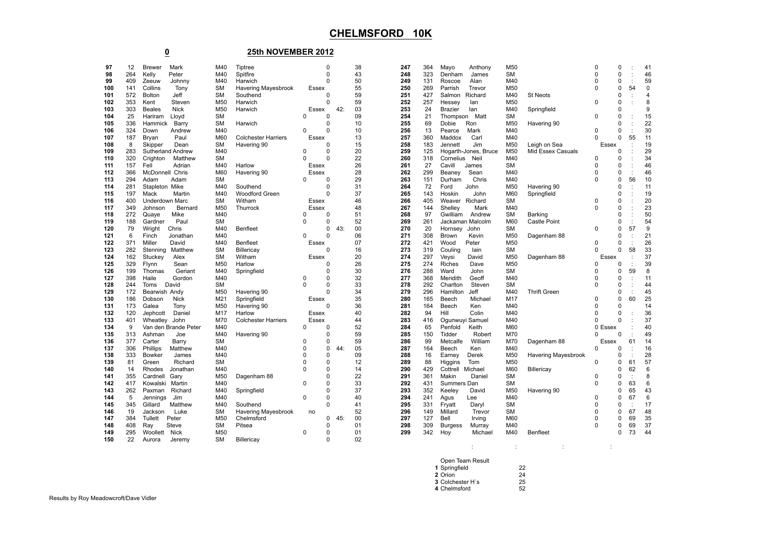# CHELMSFORD 10K

**0**

## 25th NOVEMBER 2012

| | | | | | | | | |
|---|---|---|---|---|---|---|---|---|
| 97 | 12 | Brewer Mark | M40 | Tiptree | | 0 | | 38 |
| 98 | 264 | Kelly Peter | M40 | Spitfire | | 0 | | 43 |
| 99 | 409 | Zeeuw Johnny | M40 | Harwich | | 0 | | 50 |
| 100 | 141 | Collins Tony | SM | Havering Mayesbrook | Essex | | | 55 |
| 101 | 572 | Bolton Jeff | SM | Southend | | 0 | | 59 |
| 102 | 353 | Kent Steven | M50 | Harwich | | 0 | | 59 |
| 103 | 303 | Beales Nick | M50 | Harwich | Essex | | 42: | 03 |
| 104 | 25 | Hariram Lloyd | SM | | 0 | 0 | | 09 |
| 105 | 336 | Hammick Barry | SM | Harwich | | 0 | | 10 |
| 106 | 324 | Down Andrew | M40 | | 0 | 0 | | 10 |
| 107 | 187 | Bryan Paul | M60 | Colchester Harriers | Essex | | | 13 |
| 108 | 8 | Skipper Dean | SM | Havering 90 | | 0 | | 15 |
| 109 | 283 | Sutherland Andrew | M40 | | 0 | 0 | | 20 |
| 110 | 320 | Crighton Matthew | SM | | 0 | 0 | | 22 |
| 111 | 157 | Fell Adrian | M40 | Harlow | Essex | | | 26 |
| 112 | 366 | McDonnell Chris | M60 | Havering 90 | Essex | | | 28 |
| 113 | 294 | Adam Adam | SM | | 0 | 0 | | 29 |
| 114 | 281 | Stapleton Mike | M40 | Southend | | 0 | | 31 |
| 115 | 197 | Mack Martin | M40 | Woodford Green | | 0 | | 37 |
| 116 | 400 | Underdown Marc | SM | Witham | Essex | | | 46 |
| 117 | 349 | Johnson Bernard | M50 | Thurrock | Essex | | | 48 |
| 118 | 272 | Quaye Mike | M40 | | 0 | 0 | | 51 |
| 119 | 188 | Gardner Paul | SM | | 0 | 0 | | 52 |
| 120 | 79 | Wright Chris | M40 | Benfleet | | 0 | 43: | 00 |
| 121 | 6 | Finch Jonathan | M40 | | 0 | 0 | | 06 |
| 122 | 371 | Miller David | M40 | Benfleet | Essex | | | 07 |
| 123 | 282 | Stenning Matthew | SM | Billericay | | 0 | | 16 |
| 124 | 162 | Stuckey Alex | SM | Witham | Essex | | | 20 |
| 125 | 329 | Flynn Sean | M50 | Harlow | | 0 | | 26 |
| 126 | 199 | Thomas Geriant | M40 | Springfield | | 0 | | 30 |
| 127 | 398 | Haile Gordon | M40 | | 0 | 0 | | 32 |
| 128 | 244 | Toms David | SM | | 0 | 0 | | 33 |
| 129 | 172 | Bearwish Andy | M50 | Havering 90 | | 0 | | 34 |
| 130 | 186 | Dobson Nick | M21 | Springfield | Essex | | | 35 |
| 131 | 173 | Galea Tony | M50 | Havering 90 | | 0 | | 36 |
| 132 | 120 | Jephcott Daniel | M17 | Harlow | Essex | | | 40 |
| 133 | 401 | Wheatley John | M70 | Colchester Harriers | Essex | | | 44 |
| 134 | 9 | Van den Brande Peter | M40 | | 0 | 0 | | 52 |
| 135 | 313 | Ashman Joe | M40 | Havering 90 | | 0 | | 59 |
| 136 | 377 | Carter Barry | SM | | 0 | 0 | | 59 |
| 137 | 306 | Phillips Matthew | M40 | | 0 | 0 | 44: | 05 |
| 138 | 333 | Bowker James | M40 | | 0 | 0 | | 09 |
| 139 | 81 | Green Richard | SM | | 0 | 0 | | 12 |
| 140 | 14 | Rhodes Jonathan | M40 | | 0 | 0 | | 14 |
| 141 | 355 | Cardnell Gary | M50 | Dagenham 88 | | 0 | | 22 |
| 142 | 417 | Kowalski Martin | M40 | | 0 | 0 | | 33 |
| 143 | 262 | Paxman Richard | M40 | Springfield | | 0 | | 37 |
| 144 | 5 | Jennings Jim | M40 | | 0 | 0 | | 40 |
| 145 | 345 | Gillard Matthew | M40 | Southend | | 0 | | 41 |
| 146 | 19 | Jackson Luke | SM | Havering Mayesbrook | no | | | 52 |
| 147 | 384 | Tullett Peter | M50 | Chelmsford | | 0 | 45: | 00 |
| 148 | 408 | Ray Steve | SM | Pitsea | | 0 | | 01 |
| 149 | 295 | Woollett Nick | M50 | | 0 | 0 | | 01 |
| 150 | 22 | Aurora Jeremy | SM | Billericay | | 0 | | 02 |
| 247 | 364 | Mayo Anthony | M50 | | 0 | 0 | : | 41 |
| 248 | 323 | Denham James | SM | | 0 | 0 | : | 46 |
| 249 | 131 | Roscoe Alan | M40 | | 0 | 0 | : | 59 |
| 250 | 269 | Parrish Trevor | M50 | | 0 | 0 | 54 | 0 |
| 251 | 427 | Salmon Richard | M40 | St Neots | | 0 | : | 4 |
| 252 | 257 | Hessey Ian | M50 | | 0 | 0 | : | 8 |
| 253 | 24 | Brazier Ian | M40 | Springfield | | 0 | | 9 |
| 254 | 21 | Thompson Matt | SM | | 0 | 0 | : | 15 |
| 255 | 69 | Dobie Ron | M50 | Havering 90 | | 0 | : | 22 |
| 256 | 13 | Pearce Mark | M40 | | 0 | 0 | : | 30 |
| 257 | 360 | Maddox Carl | M40 | | 0 | 0 | 55 | 11 |
| 258 | 183 | Jennett Jim | M50 | Leigh on Sea | Essex | | : | 19 |
| 259 | 125 | Hogarth-Jones, Bruce | M50 | Mid Essex Casuals | | 0 | : | 29 |
| 260 | 318 | Cornelius Neil | M40 | | 0 | 0 | : | 34 |
| 261 | 27 | Cavill James | SM | | 0 | 0 | : | 46 |
| 262 | 299 | Beaney Sean | M40 | | 0 | 0 | : | 46 |
| 263 | 151 | Durham Chris | M40 | | 0 | 0 | 56 | 10 |
| 264 | 72 | Ford John | M50 | Havering 90 | | 0 | : | 11 |
| 265 | 143 | Hoskin John | M60 | Springfield | | 0 | : | 19 |
| 266 | 405 | Weaver Richard | SM | | 0 | 0 | : | 20 |
| 267 | 144 | Shelley Mark | M40 | | 0 | 0 | : | 23 |
| 268 | 97 | Gwilliam Andrew | SM | Barking | | 0 | : | 50 |
| 269 | 261 | Jackaman Malcolm | M60 | Castle Point | | 0 | : | 54 |
| 270 | 20 | Hornsey John | SM | | 0 | 0 | 57 | 9 |
| 271 | 308 | Brown Kevin | M50 | Dagenham 88 | | 0 | : | 21 |
| 272 | 421 | Wood Peter | M50 | | 0 | 0 | : | 26 |
| 273 | 319 | Couling Iain | SM | | 0 | 0 | 58 | 33 |
| 274 | 297 | Veysi David | M50 | Dagenham 88 | Essex | | : | 37 |
| 275 | 274 | Riches Dave | M50 | | 0 | 0 | : | 39 |
| 276 | 288 | Ward John | SM | | 0 | 0 | 59 | 8 |
| 277 | 368 | Meridith Geoff | M40 | | 0 | 0 | : | 11 |
| 278 | 292 | Charlton Steven | SM | | 0 | 0 | : | 44 |
| 279 | 296 | Hamilton Jeff | M40 | Thrift Green | | 0 | : | 45 |
| 280 | 165 | Beech Michael | M17 | | 0 | 0 | 60 | 25 |
| 281 | 164 | Beech Ken | M40 | | 0 | 0 | | 14 |
| 282 | 94 | Hill Colin | M40 | | 0 | 0 | : | 36 |
| 283 | 416 | Ogunwuyi Samuel | M40 | | 0 | 0 | : | 37 |
| 284 | 65 | Penfold Keith | M60 | | 0 Essex | | : | 40 |
| 285 | 150 | Tidder Robert | M70 | | 0 | 0 | : | 49 |
| 286 | 99 | Metcalfe William | M70 | Dagenham 88 | Essex | | 61 | 14 |
| 287 | 164 | Beech Ken | M40 | | 0 | 0 | : | 16 |
| 288 | 16 | Earney Derek | M50 | Havering Mayesbrook | | 0 | : | 28 |
| 289 | 88 | Higgins Tom | M50 | | 0 | 0 | 61 | 57 |
| 290 | 429 | Cottrell Michael | M60 | Billericay | | 0 | 62 | 6 |
| 291 | 361 | Makin Daniel | SM | | 0 | 0 | : | 8 |
| 292 | 431 | Summers Dan | SM | | 0 | 0 | 63 | 6 |
| 293 | 352 | Keeley David | M50 | Havering 90 | | 0 | 65 | 43 |
| 294 | 241 | Agus Lee | M40 | | 0 | 0 | 67 | 6 |
| 295 | 331 | Fryatt Daryl | SM | | 0 | 0 | : | 17 |
| 296 | 149 | Millard Trevor | SM | | 0 | 0 | 67 | 48 |
| 297 | 127 | Bell Irving | M60 | | 0 | 0 | 69 | 35 |
| 298 | 309 | Burgess Murray | M40 | | 0 | 0 | 69 | 37 |
| 299 | 342 | Hoy Michael | M40 | Benfleet | | 0 | 73 | 44 |

Open Team Result

| | | |
|---|---|---|
| **1** | Springfield | 22 |
| **2** | Orion | 24 |
| **3** | Colchester H`s | 25 |
| **4** | Chelmsford | 52 |